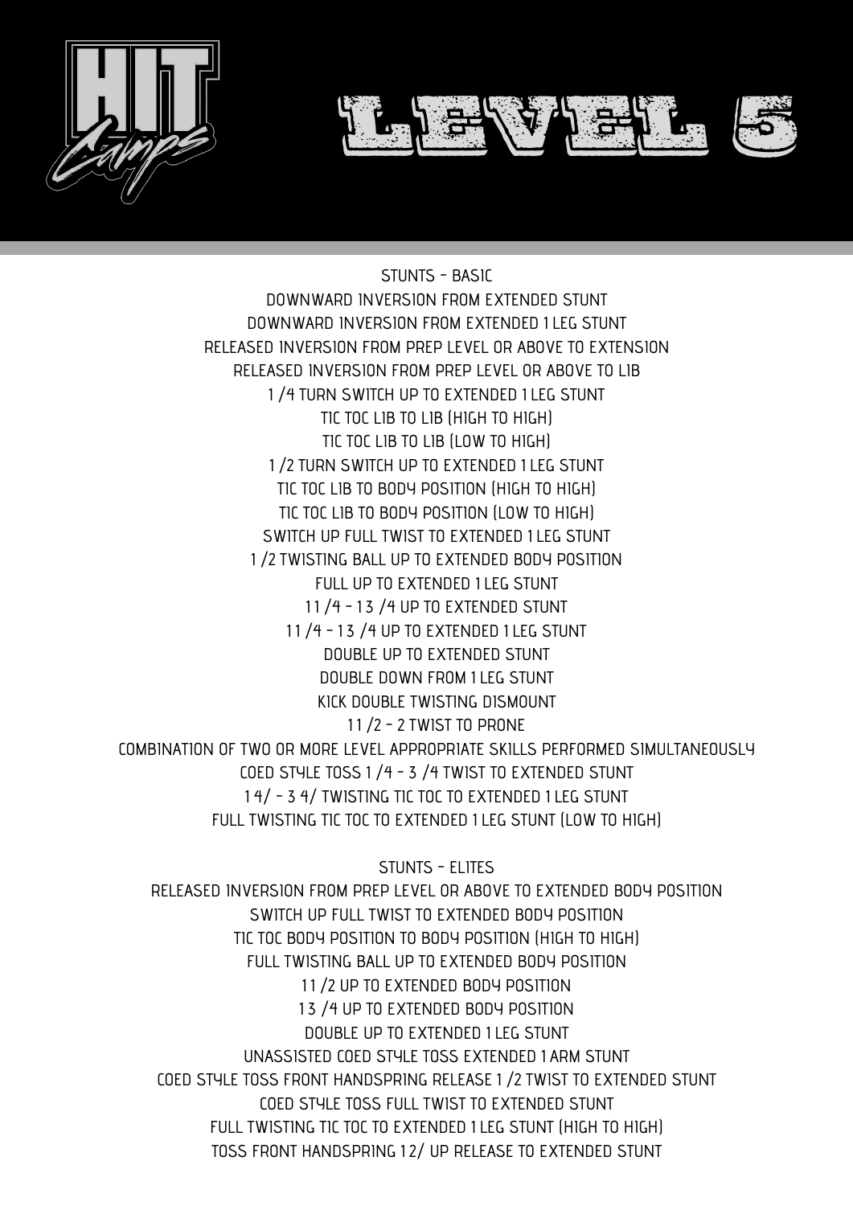# LEVEL 5

## STUNTS - BASIC

DOWNWARD INVERSION FROM EXTENDED STUNT
DOWNWARD INVERSION FROM EXTENDED 1 LEG STUNT
RELEASED INVERSION FROM PREP LEVEL OR ABOVE TO EXTENSION
RELEASED INVERSION FROM PREP LEVEL OR ABOVE TO LIB
1/4 TURN SWITCH UP TO EXTENDED 1 LEG STUNT
TIC TOC LIB TO LIB (HIGH TO HIGH)
TIC TOC LIB TO LIB (LOW TO HIGH)
1/2 TURN SWITCH UP TO EXTENDED 1 LEG STUNT
TIC TOC LIB TO BODY POSITION (HIGH TO HIGH)
TIC TOC LIB TO BODY POSITION (LOW TO HIGH)
SWITCH UP FULL TWIST TO EXTENDED 1 LEG STUNT
1/2 TWISTING BALL UP TO EXTENDED BODY POSITION
FULL UP TO EXTENDED 1 LEG STUNT
1 1/4 - 1 3/4 UP TO EXTENDED STUNT
1 1/4 - 1 3/4 UP TO EXTENDED 1 LEG STUNT
DOUBLE UP TO EXTENDED STUNT
DOUBLE DOWN FROM 1 LEG STUNT
KICK DOUBLE TWISTING DISMOUNT
1 1/2 - 2 TWIST TO PRONE
COMBINATION OF TWO OR MORE LEVEL APPROPRIATE SKILLS PERFORMED SIMULTANEOUSLY
COED STYLE TOSS 1/4 - 3/4 TWIST TO EXTENDED STUNT
1 4/ - 3 4/ TWISTING TIC TOC TO EXTENDED 1 LEG STUNT
FULL TWISTING TIC TOC TO EXTENDED 1 LEG STUNT (LOW TO HIGH)

## STUNTS - ELITES

RELEASED INVERSION FROM PREP LEVEL OR ABOVE TO EXTENDED BODY POSITION
SWITCH UP FULL TWIST TO EXTENDED BODY POSITION
TIC TOC BODY POSITION TO BODY POSITION (HIGH TO HIGH)
FULL TWISTING BALL UP TO EXTENDED BODY POSITION
1 1/2 UP TO EXTENDED BODY POSITION
1 3/4 UP TO EXTENDED BODY POSITION
DOUBLE UP TO EXTENDED 1 LEG STUNT
UNASSISTED COED STYLE TOSS EXTENDED 1 ARM STUNT
COED STYLE TOSS FRONT HANDSPRING RELEASE 1/2 TWIST TO EXTENDED STUNT
COED STYLE TOSS FULL TWIST TO EXTENDED STUNT
FULL TWISTING TIC TOC TO EXTENDED 1 LEG STUNT (HIGH TO HIGH)
TOSS FRONT HANDSPRING 1 2/ UP RELEASE TO EXTENDED STUNT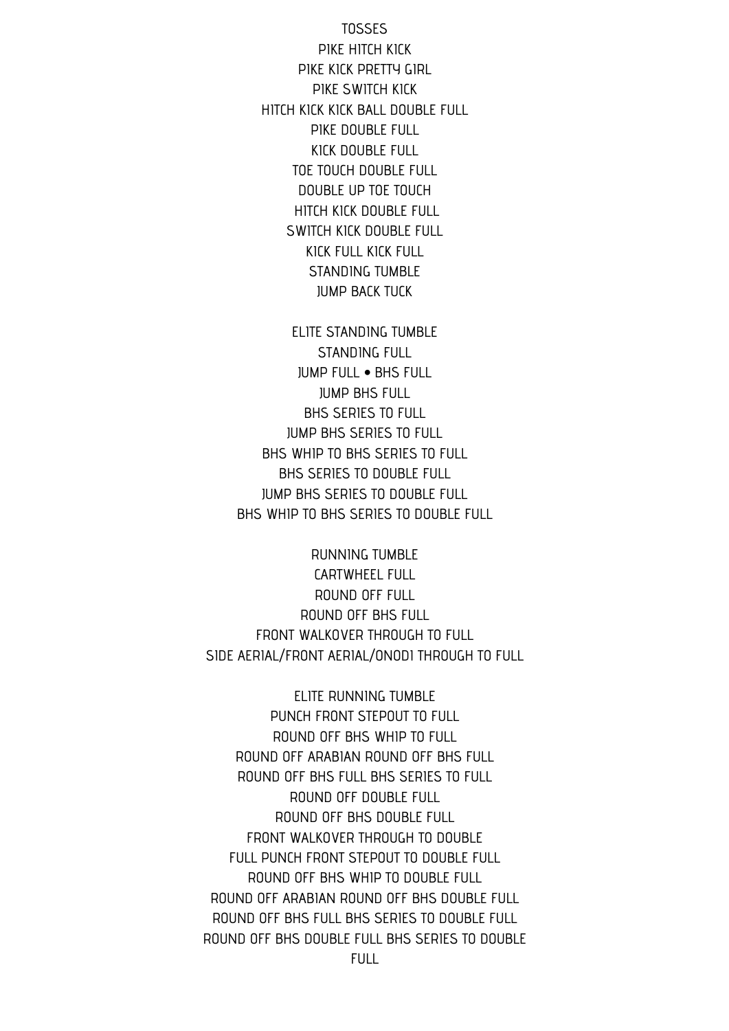## TOSSES

PIKE HITCH KICK
PIKE KICK PRETTY GIRL
PIKE SWITCH KICK
HITCH KICK KICK BALL DOUBLE FULL
PIKE DOUBLE FULL
KICK DOUBLE FULL
TOE TOUCH DOUBLE FULL
DOUBLE UP TOE TOUCH
HITCH KICK DOUBLE FULL
SWITCH KICK DOUBLE FULL
KICK FULL KICK FULL

## STANDING TUMBLE

JUMP BACK TUCK

## ELITE STANDING TUMBLE

STANDING FULL
JUMP FULL • BHS FULL
JUMP BHS FULL
BHS SERIES TO FULL
JUMP BHS SERIES TO FULL
BHS WHIP TO BHS SERIES TO FULL
BHS SERIES TO DOUBLE FULL
JUMP BHS SERIES TO DOUBLE FULL
BHS WHIP TO BHS SERIES TO DOUBLE FULL

## RUNNING TUMBLE

CARTWHEEL FULL
ROUND OFF FULL
ROUND OFF BHS FULL
FRONT WALKOVER THROUGH TO FULL
SIDE AERIAL/FRONT AERIAL/ONODI THROUGH TO FULL

## ELITE RUNNING TUMBLE

PUNCH FRONT STEPOUT TO FULL
ROUND OFF BHS WHIP TO FULL
ROUND OFF ARABIAN ROUND OFF BHS FULL
ROUND OFF BHS FULL BHS SERIES TO FULL
ROUND OFF DOUBLE FULL
ROUND OFF BHS DOUBLE FULL
FRONT WALKOVER THROUGH TO DOUBLE
FULL PUNCH FRONT STEPOUT TO DOUBLE FULL
ROUND OFF BHS WHIP TO DOUBLE FULL
ROUND OFF ARABIAN ROUND OFF BHS DOUBLE FULL
ROUND OFF BHS FULL BHS SERIES TO DOUBLE FULL
ROUND OFF BHS DOUBLE FULL BHS SERIES TO DOUBLE FULL